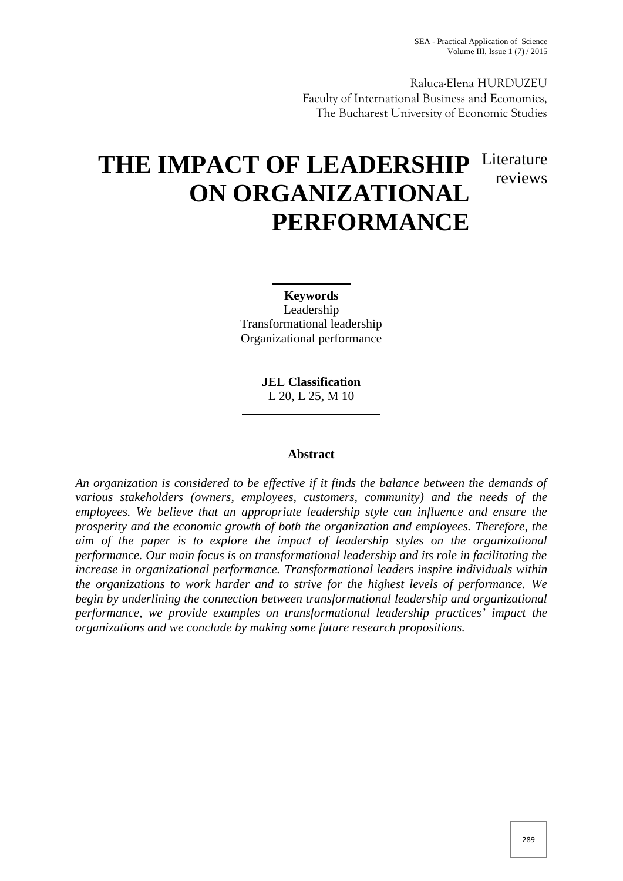Raluca-Elena HURDUZEU
Faculty of International Business and Economics,
The Bucharest University of Economic Studies

# THE IMPACT OF LEADERSHIP ON ORGANIZATIONAL PERFORMANCE

Literature reviews

**Keywords**
Leadership
Transformational leadership
Organizational performance

**JEL Classification**
L 20, L 25, M 10

## Abstract

*An organization is considered to be effective if it finds the balance between the demands of various stakeholders (owners, employees, customers, community) and the needs of the employees. We believe that an appropriate leadership style can influence and ensure the prosperity and the economic growth of both the organization and employees. Therefore, the aim of the paper is to explore the impact of leadership styles on the organizational performance. Our main focus is on transformational leadership and its role in facilitating the increase in organizational performance. Transformational leaders inspire individuals within the organizations to work harder and to strive for the highest levels of performance. We begin by underlining the connection between transformational leadership and organizational performance, we provide examples on transformational leadership practices' impact the organizations and we conclude by making some future research propositions.*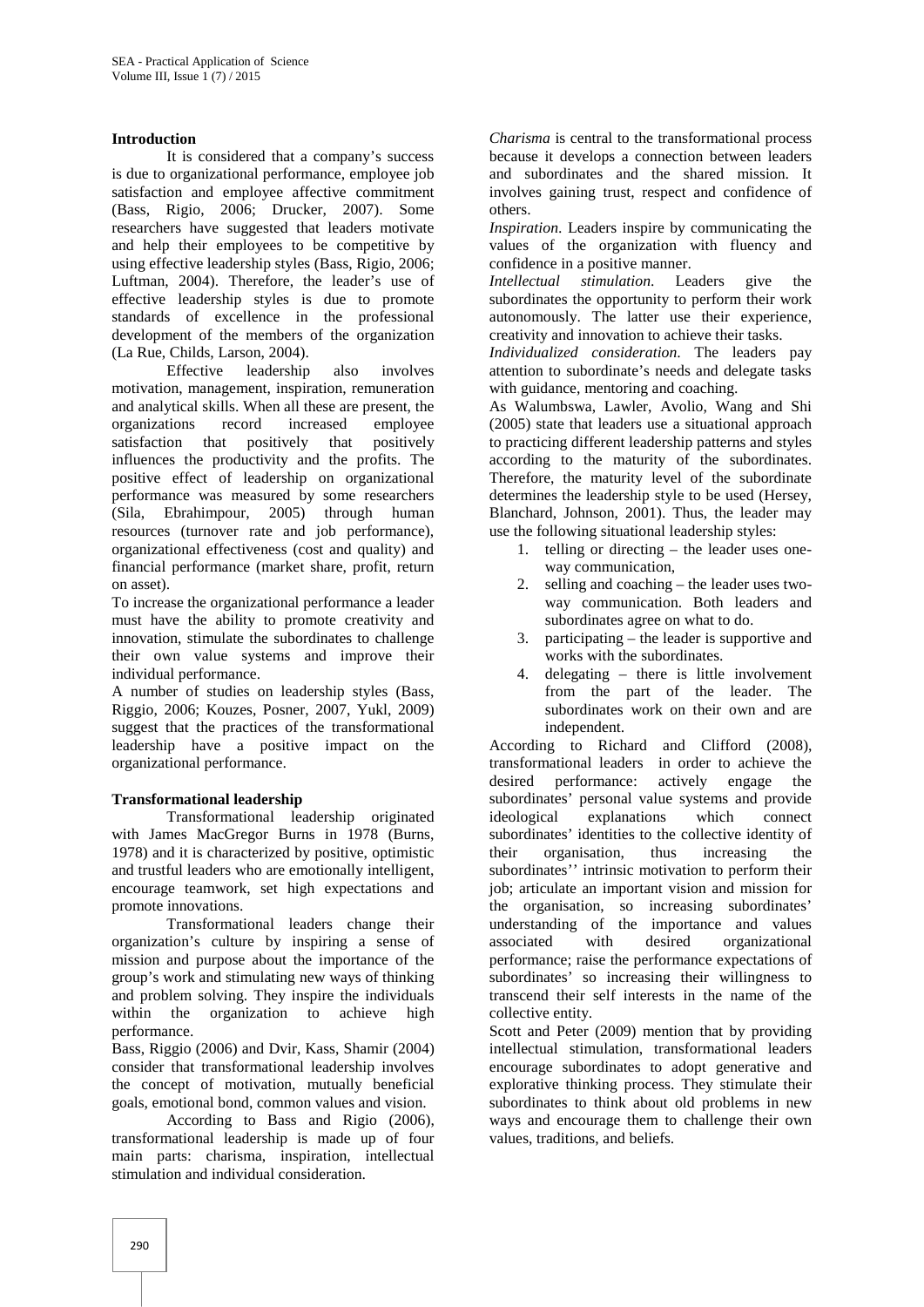## Introduction

It is considered that a company's success is due to organizational performance, employee job satisfaction and employee affective commitment (Bass, Rigio, 2006; Drucker, 2007). Some researchers have suggested that leaders motivate and help their employees to be competitive by using effective leadership styles (Bass, Rigio, 2006; Luftman, 2004). Therefore, the leader's use of effective leadership styles is due to promote standards of excellence in the professional development of the members of the organization (La Rue, Childs, Larson, 2004).

Effective leadership also involves motivation, management, inspiration, remuneration and analytical skills. When all these are present, the organizations record increased employee satisfaction that positively that positively influences the productivity and the profits. The positive effect of leadership on organizational performance was measured by some researchers (Sila, Ebrahimpour, 2005) through human resources (turnover rate and job performance), organizational effectiveness (cost and quality) and financial performance (market share, profit, return on asset).

To increase the organizational performance a leader must have the ability to promote creativity and innovation, stimulate the subordinates to challenge their own value systems and improve their individual performance.

A number of studies on leadership styles (Bass, Riggio, 2006; Kouzes, Posner, 2007, Yukl, 2009) suggest that the practices of the transformational leadership have a positive impact on the organizational performance.

## Transformational leadership

Transformational leadership originated with James MacGregor Burns in 1978 (Burns, 1978) and it is characterized by positive, optimistic and trustful leaders who are emotionally intelligent, encourage teamwork, set high expectations and promote innovations.

Transformational leaders change their organization's culture by inspiring a sense of mission and purpose about the importance of the group's work and stimulating new ways of thinking and problem solving. They inspire the individuals within the organization to achieve high performance.

Bass, Riggio (2006) and Dvir, Kass, Shamir (2004) consider that transformational leadership involves the concept of motivation, mutually beneficial goals, emotional bond, common values and vision.

According to Bass and Rigio (2006), transformational leadership is made up of four main parts: charisma, inspiration, intellectual stimulation and individual consideration.

*Charisma* is central to the transformational process because it develops a connection between leaders and subordinates and the shared mission. It involves gaining trust, respect and confidence of others.

*Inspiration.* Leaders inspire by communicating the values of the organization with fluency and confidence in a positive manner.

*Intellectual stimulation.* Leaders give the subordinates the opportunity to perform their work autonomously. The latter use their experience, creativity and innovation to achieve their tasks.

*Individualized consideration.* The leaders pay attention to subordinate's needs and delegate tasks with guidance, mentoring and coaching.

As Walumbswa, Lawler, Avolio, Wang and Shi (2005) state that leaders use a situational approach to practicing different leadership patterns and styles according to the maturity of the subordinates. Therefore, the maturity level of the subordinate determines the leadership style to be used (Hersey, Blanchard, Johnson, 2001). Thus, the leader may use the following situational leadership styles:

1. telling or directing – the leader uses one-way communication,
2. selling and coaching – the leader uses two-way communication. Both leaders and subordinates agree on what to do.
3. participating – the leader is supportive and works with the subordinates.
4. delegating – there is little involvement from the part of the leader. The subordinates work on their own and are independent.

According to Richard and Clifford (2008), transformational leaders in order to achieve the desired performance: actively engage the subordinates' personal value systems and provide ideological explanations which connect subordinates' identities to the collective identity of their organisation, thus increasing the subordinates'' intrinsic motivation to perform their job; articulate an important vision and mission for the organisation, so increasing subordinates' understanding of the importance and values associated with desired organizational performance; raise the performance expectations of subordinates' so increasing their willingness to transcend their self interests in the name of the collective entity.

Scott and Peter (2009) mention that by providing intellectual stimulation, transformational leaders encourage subordinates to adopt generative and explorative thinking process. They stimulate their subordinates to think about old problems in new ways and encourage them to challenge their own values, traditions, and beliefs.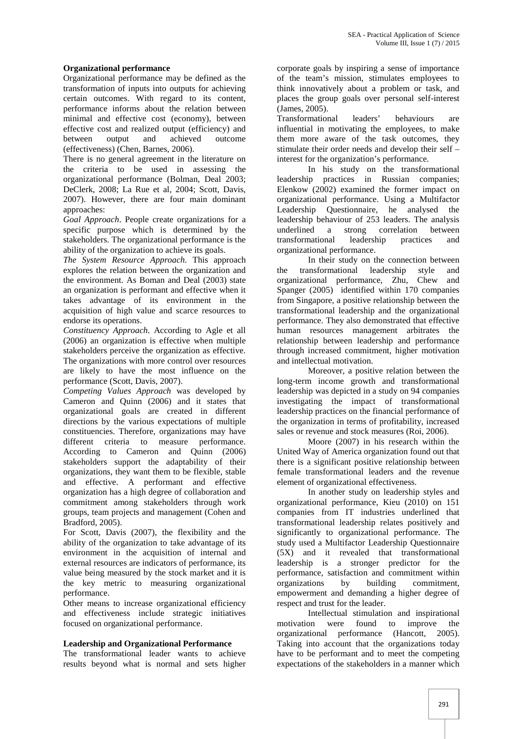**Organizational performance**

Organizational performance may be defined as the transformation of inputs into outputs for achieving certain outcomes. With regard to its content, performance informs about the relation between minimal and effective cost (economy), between effective cost and realized output (efficiency) and between output and achieved outcome (effectiveness) (Chen, Barnes, 2006).

There is no general agreement in the literature on the criteria to be used in assessing the organizational performance (Bolman, Deal 2003; DeClerk, 2008; La Rue et al, 2004; Scott, Davis, 2007). However, there are four main dominant approaches:

*Goal Approach*. People create organizations for a specific purpose which is determined by the stakeholders. The organizational performance is the ability of the organization to achieve its goals.

*The System Resource Approach*. This approach explores the relation between the organization and the environment. As Boman and Deal (2003) state an organization is performant and effective when it takes advantage of its environment in the acquisition of high value and scarce resources to endorse its operations.

*Constituency Approach*. According to Agle et all (2006) an organization is effective when multiple stakeholders perceive the organization as effective. The organizations with more control over resources are likely to have the most influence on the performance (Scott, Davis, 2007).

*Competing Values Approach* was developed by Cameron and Quinn (2006) and it states that organizational goals are created in different directions by the various expectations of multiple constituencies. Therefore, organizations may have different criteria to measure performance. According to Cameron and Quinn (2006) stakeholders support the adaptability of their organizations, they want them to be flexible, stable and effective. A performant and effective organization has a high degree of collaboration and commitment among stakeholders through work groups, team projects and management (Cohen and Bradford, 2005).

For Scott, Davis (2007), the flexibility and the ability of the organization to take advantage of its environment in the acquisition of internal and external resources are indicators of performance, its value being measured by the stock market and it is the key metric to measuring organizational performance.

Other means to increase organizational efficiency and effectiveness include strategic initiatives focused on organizational performance.

**Leadership and Organizational Performance**

The transformational leader wants to achieve results beyond what is normal and sets higher corporate goals by inspiring a sense of importance of the team's mission, stimulates employees to think innovatively about a problem or task, and places the group goals over personal self-interest (James, 2005).

Transformational leaders' behaviours are influential in motivating the employees, to make them more aware of the task outcomes, they stimulate their order needs and develop their self – interest for the organization's performance.

In his study on the transformational leadership practices in Russian companies; Elenkow (2002) examined the former impact on organizational performance. Using a Multifactor Leadership Questionnaire, he analysed the leadership behaviour of 253 leaders. The analysis underlined a strong correlation between transformational leadership practices and organizational performance.

In their study on the connection between the transformational leadership style and organizational performance, Zhu, Chew and Spanger (2005) identified within 170 companies from Singapore, a positive relationship between the transformational leadership and the organizational performance. They also demonstrated that effective human resources management arbitrates the relationship between leadership and performance through increased commitment, higher motivation and intellectual motivation.

Moreover, a positive relation between the long-term income growth and transformational leadership was depicted in a study on 94 companies investigating the impact of transformational leadership practices on the financial performance of the organization in terms of profitability, increased sales or revenue and stock measures (Roi, 2006).

Moore (2007) in his research within the United Way of America organization found out that there is a significant positive relationship between female transformational leaders and the revenue element of organizational effectiveness.

In another study on leadership styles and organizational performance, Kieu (2010) on 151 companies from IT industries underlined that transformational leadership relates positively and significantly to organizational performance. The study used a Multifactor Leadership Questionnaire (5X) and it revealed that transformational leadership is a stronger predictor for the performance, satisfaction and commitment within organizations by building commitment, empowerment and demanding a higher degree of respect and trust for the leader.

Intellectual stimulation and inspirational motivation were found to improve the organizational performance (Hancott, 2005). Taking into account that the organizations today have to be performant and to meet the competing expectations of the stakeholders in a manner which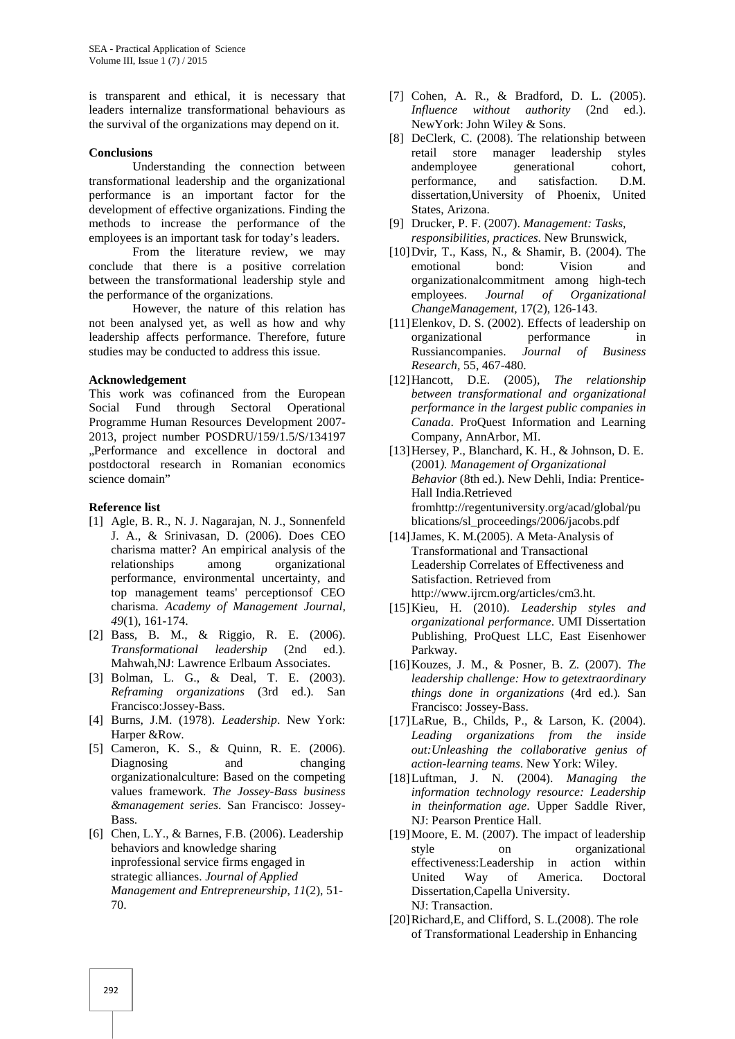is transparent and ethical, it is necessary that leaders internalize transformational behaviours as the survival of the organizations may depend on it.

**Conclusions**

Understanding the connection between transformational leadership and the organizational performance is an important factor for the development of effective organizations. Finding the methods to increase the performance of the employees is an important task for today's leaders.

From the literature review, we may conclude that there is a positive correlation between the transformational leadership style and the performance of the organizations.

However, the nature of this relation has not been analysed yet, as well as how and why leadership affects performance. Therefore, future studies may be conducted to address this issue.

**Acknowledgement**

This work was cofinanced from the European Social Fund through Sectoral Operational Programme Human Resources Development 2007-2013, project number POSDRU/159/1.5/S/134197 „Performance and excellence in doctoral and postdoctoral research in Romanian economics science domain"

**Reference list**

[1] Agle, B. R., N. J. Nagarajan, N. J., Sonnenfeld J. A., & Srinivasan, D. (2006). Does CEO charisma matter? An empirical analysis of the relationships among organizational performance, environmental uncertainty, and top management teams' perceptionsof CEO charisma. *Academy of Management Journal*, *49*(1), 161-174.

[2] Bass, B. M., & Riggio, R. E. (2006). *Transformational leadership* (2nd ed.). Mahwah,NJ: Lawrence Erlbaum Associates.

[3] Bolman, L. G., & Deal, T. E. (2003). *Reframing organizations* (3rd ed.). San Francisco:Jossey-Bass.

[4] Burns, J.M. (1978). *Leadership*. New York: Harper &Row.

[5] Cameron, K. S., & Quinn, R. E. (2006). Diagnosing and changing organizationalculture: Based on the competing values framework. *The Jossey-Bass business &management series*. San Francisco: Jossey-Bass.

[6] Chen, L.Y., & Barnes, F.B. (2006). Leadership behaviors and knowledge sharing inprofessional service firms engaged in strategic alliances. *Journal of Applied Management and Entrepreneurship*, *11*(2), 51-70.

[7] Cohen, A. R., & Bradford, D. L. (2005). *Influence without authority* (2nd ed.). NewYork: John Wiley & Sons.

[8] DeClerk, C. (2008). The relationship between retail store manager leadership styles andemployee generational cohort, performance, and satisfaction. D.M. dissertation,University of Phoenix, United States, Arizona.

[9] Drucker, P. F. (2007). *Management: Tasks, responsibilities, practices*. New Brunswick,

[10] Dvir, T., Kass, N., & Shamir, B. (2004). The emotional bond: Vision and organizationalcommitment among high-tech employees. *Journal of Organizational ChangeManagement*, 17(2), 126-143.

[11] Elenkov, D. S. (2002). Effects of leadership on organizational performance in Russiancompanies. *Journal of Business Research*, 55, 467-480.

[12] Hancott, D.E. (2005), *The relationship between transformational and organizational performance in the largest public companies in Canada*. ProQuest Information and Learning Company, AnnArbor, MI.

[13] Hersey, P., Blanchard, K. H., & Johnson, D. E. (2001*). Management of Organizational Behavior* (8th ed.). New Dehli, India: Prentice-Hall India.Retrieved fromhttp://regentuniversity.org/acad/global/publications/sl_proceedings/2006/jacobs.pdf

[14] James, K. M.(2005). A Meta-Analysis of Transformational and Transactional Leadership Correlates of Effectiveness and Satisfaction. Retrieved from http://www.ijrcm.org/articles/cm3.ht.

[15] Kieu, H. (2010). *Leadership styles and organizational performance*. UMI Dissertation Publishing, ProQuest LLC, East Eisenhower Parkway.

[16] Kouzes, J. M., & Posner, B. Z. (2007). *The leadership challenge: How to getextraordinary things done in organizations* (4rd ed.). San Francisco: Jossey-Bass.

[17] LaRue, B., Childs, P., & Larson, K. (2004). *Leading organizations from the inside out:Unleashing the collaborative genius of action-learning teams*. New York: Wiley.

[18] Luftman, J. N. (2004). *Managing the information technology resource: Leadership in theinformation age*. Upper Saddle River, NJ: Pearson Prentice Hall.

[19] Moore, E. M. (2007). The impact of leadership style on organizational effectiveness:Leadership in action within United Way of America. Doctoral Dissertation,Capella University. NJ: Transaction.

[20] Richard,E, and Clifford, S. L.(2008). The role of Transformational Leadership in Enhancing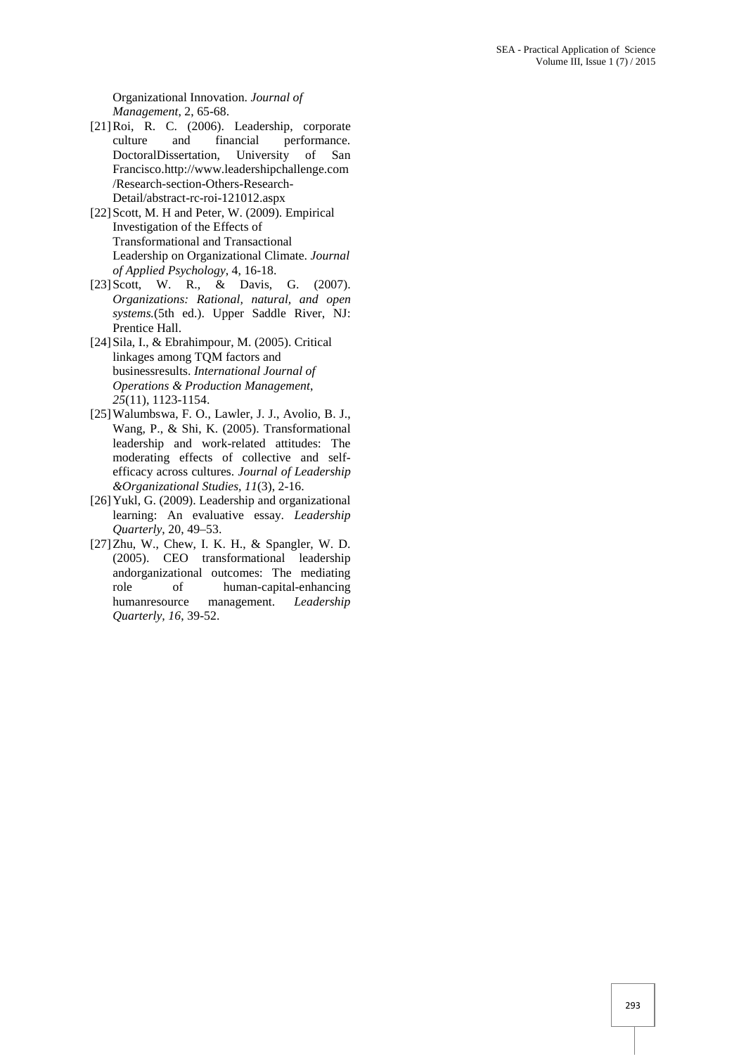Organizational Innovation. *Journal of Management*, 2, 65-68.

[21] Roi, R. C. (2006). Leadership, corporate culture and financial performance. DoctoralDissertation, University of San Francisco.http://www.leadershipchallenge.com/Research-section-Others-Research-Detail/abstract-rc-roi-121012.aspx

[22] Scott, M. H and Peter, W. (2009). Empirical Investigation of the Effects of Transformational and Transactional Leadership on Organizational Climate. *Journal of Applied Psychology*, 4, 16-18.

[23] Scott, W. R., & Davis, G. (2007). *Organizations: Rational, natural, and open systems.*(5th ed.). Upper Saddle River, NJ: Prentice Hall.

[24] Sila, I., & Ebrahimpour, M. (2005). Critical linkages among TQM factors and businessresults. *International Journal of Operations & Production Management*, *25*(11), 1123-1154.

[25] Walumbswa, F. O., Lawler, J. J., Avolio, B. J., Wang, P., & Shi, K. (2005). Transformational leadership and work-related attitudes: The moderating effects of collective and self-efficacy across cultures. *Journal of Leadership &Organizational Studies*, *11*(3), 2-16.

[26] Yukl, G. (2009). Leadership and organizational learning: An evaluative essay. *Leadership Quarterly*, 20, 49–53.

[27] Zhu, W., Chew, I. K. H., & Spangler, W. D. (2005). CEO transformational leadership andorganizational outcomes: The mediating role of human-capital-enhancing humanresource management. *Leadership Quarterly, 16*, 39-52.